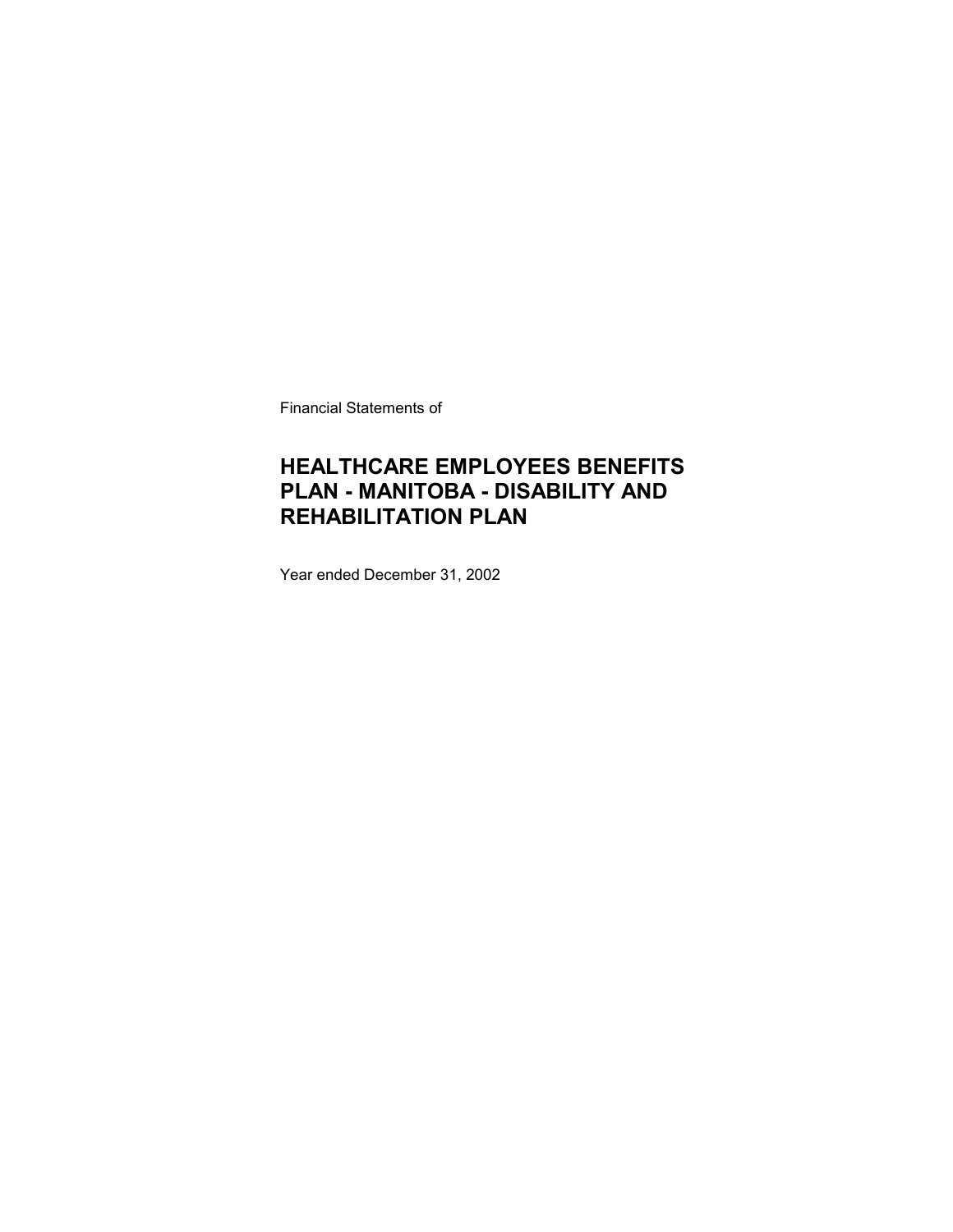Financial Statements of

# HEALTHCARE EMPLOYEES BENEFITS PLAN - MANITOBA - DISABILITY AND REHABILITATION PLAN

Year ended December 31, 2002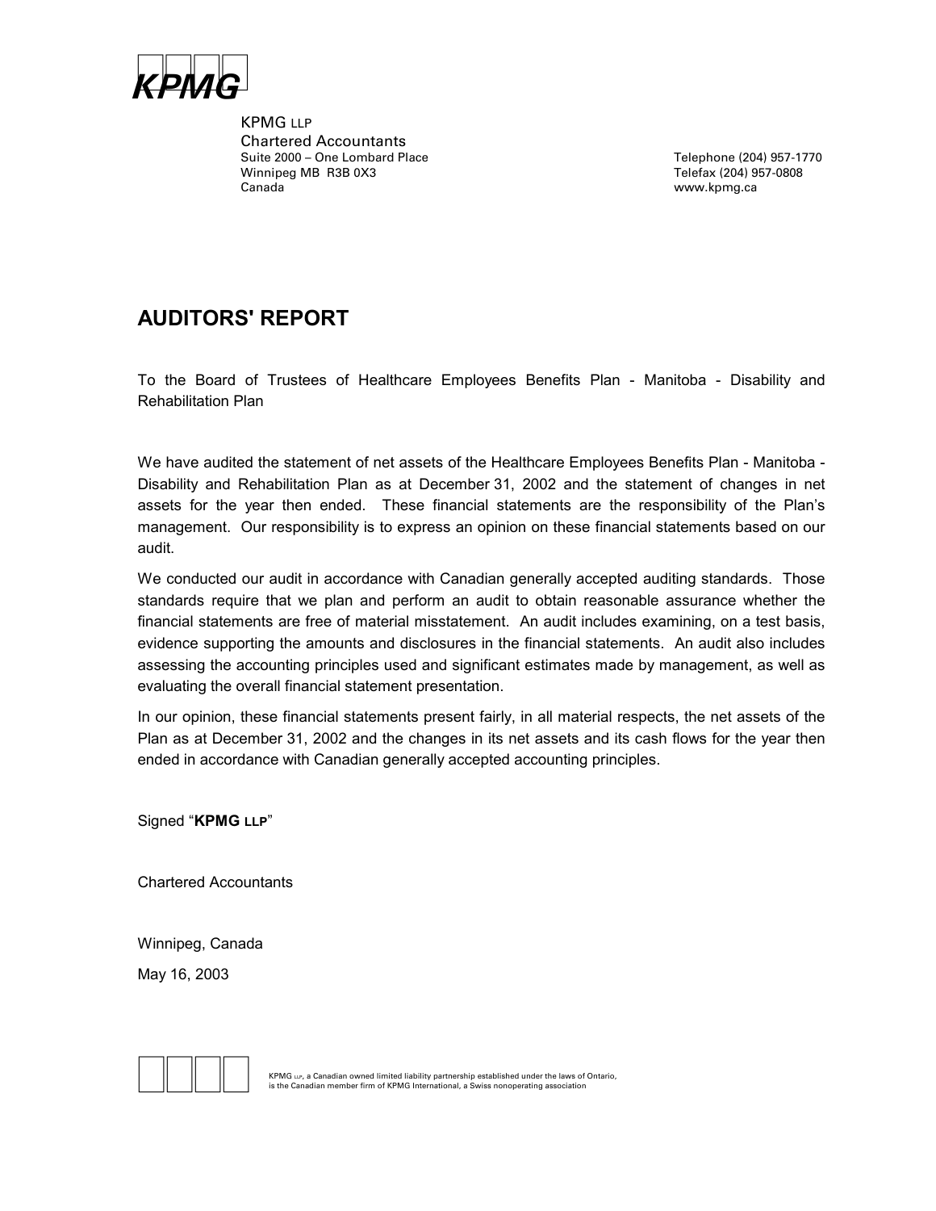KPMG LLP
Chartered Accountants
Suite 2000 – One Lombard Place
Winnipeg MB R3B 0X3
Canada

Telephone (204) 957-1770
Telefax (204) 957-0808
www.kpmg.ca

## AUDITORS' REPORT

To the Board of Trustees of Healthcare Employees Benefits Plan - Manitoba - Disability and Rehabilitation Plan

We have audited the statement of net assets of the Healthcare Employees Benefits Plan - Manitoba - Disability and Rehabilitation Plan as at December 31, 2002 and the statement of changes in net assets for the year then ended. These financial statements are the responsibility of the Plan's management. Our responsibility is to express an opinion on these financial statements based on our audit.

We conducted our audit in accordance with Canadian generally accepted auditing standards. Those standards require that we plan and perform an audit to obtain reasonable assurance whether the financial statements are free of material misstatement. An audit includes examining, on a test basis, evidence supporting the amounts and disclosures in the financial statements. An audit also includes assessing the accounting principles used and significant estimates made by management, as well as evaluating the overall financial statement presentation.

In our opinion, these financial statements present fairly, in all material respects, the net assets of the Plan as at December 31, 2002 and the changes in its net assets and its cash flows for the year then ended in accordance with Canadian generally accepted accounting principles.

Signed "**KPMG LLP**"

Chartered Accountants

Winnipeg, Canada

May 16, 2003

KPMG LLP, a Canadian owned limited liability partnership established under the laws of Ontario, is the Canadian member firm of KPMG International, a Swiss nonoperating association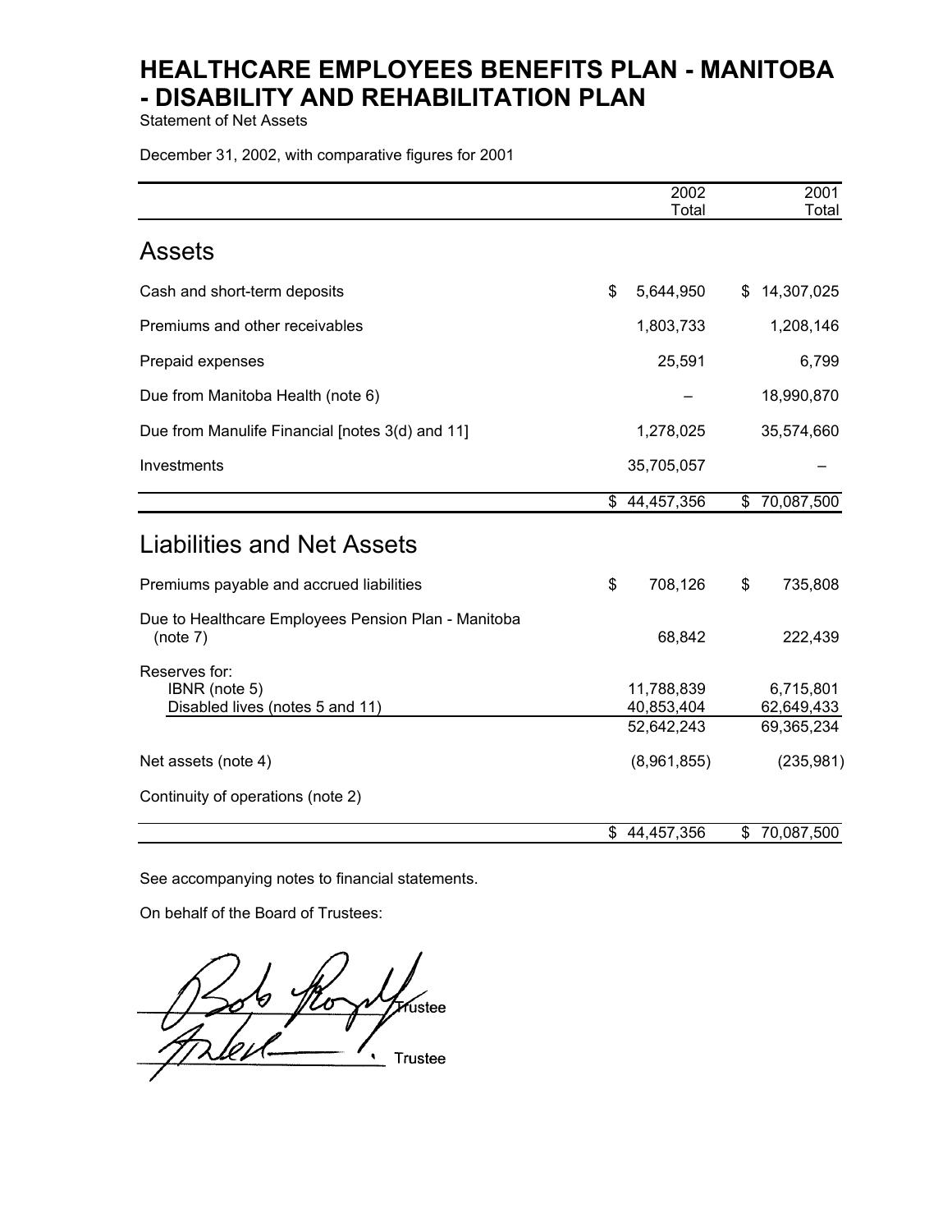# HEALTHCARE EMPLOYEES BENEFITS PLAN - MANITOBA - DISABILITY AND REHABILITATION PLAN

Statement of Net Assets

December 31, 2002, with comparative figures for 2001

| | 2002 Total | 2001 Total |
|---|---|---|
| **Assets** | | |
| Cash and short-term deposits | $ 5,644,950 | $ 14,307,025 |
| Premiums and other receivables | 1,803,733 | 1,208,146 |
| Prepaid expenses | 25,591 | 6,799 |
| Due from Manitoba Health (note 6) | – | 18,990,870 |
| Due from Manulife Financial [notes 3(d) and 11] | 1,278,025 | 35,574,660 |
| Investments | 35,705,057 | – |
| | $ 44,457,356 | $ 70,087,500 |
| **Liabilities and Net Assets** | | |
| Premiums payable and accrued liabilities | $ 708,126 | $ 735,808 |
| Due to Healthcare Employees Pension Plan - Manitoba (note 7) | 68,842 | 222,439 |
| Reserves for: | | |
| IBNR (note 5) | 11,788,839 | 6,715,801 |
| Disabled lives (notes 5 and 11) | 40,853,404 | 62,649,433 |
| | 52,642,243 | 69,365,234 |
| Net assets (note 4) | (8,961,855) | (235,981) |
| Continuity of operations (note 2) | | |
| | $ 44,457,356 | $ 70,087,500 |

See accompanying notes to financial statements.

On behalf of the Board of Trustees:

Trustee

Trustee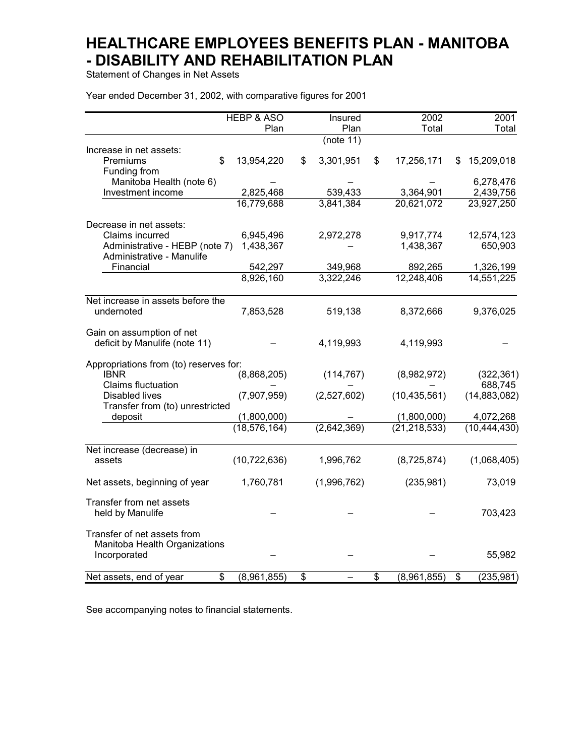# HEALTHCARE EMPLOYEES BENEFITS PLAN - MANITOBA - DISABILITY AND REHABILITATION PLAN

Statement of Changes in Net Assets

Year ended December 31, 2002, with comparative figures for 2001

| | HEBP & ASO Plan | Insured Plan (note 11) | 2002 Total | 2001 Total |
|---|---|---|---|---|
| Increase in net assets: | | | | |
| Premiums | $ 13,954,220 | $ 3,301,951 | $ 17,256,171 | $ 15,209,018 |
| Funding from Manitoba Health (note 6) | – | – | – | 6,278,476 |
| Investment income | 2,825,468 | 539,433 | 3,364,901 | 2,439,756 |
| | 16,779,688 | 3,841,384 | 20,621,072 | 23,927,250 |
| Decrease in net assets: | | | | |
| Claims incurred | 6,945,496 | 2,972,278 | 9,917,774 | 12,574,123 |
| Administrative - HEBP (note 7) | 1,438,367 | – | 1,438,367 | 650,903 |
| Administrative - Manulife Financial | 542,297 | 349,968 | 892,265 | 1,326,199 |
| | 8,926,160 | 3,322,246 | 12,248,406 | 14,551,225 |
| Net increase in assets before the undernoted | 7,853,528 | 519,138 | 8,372,666 | 9,376,025 |
| Gain on assumption of net deficit by Manulife (note 11) | – | 4,119,993 | 4,119,993 | – |
| Appropriations from (to) reserves for: | | | | |
| IBNR | (8,868,205) | (114,767) | (8,982,972) | (322,361) |
| Claims fluctuation | – | – | – | 688,745 |
| Disabled lives | (7,907,959) | (2,527,602) | (10,435,561) | (14,883,082) |
| Transfer from (to) unrestricted deposit | (1,800,000) | – | (1,800,000) | 4,072,268 |
| | (18,576,164) | (2,642,369) | (21,218,533) | (10,444,430) |
| Net increase (decrease) in assets | (10,722,636) | 1,996,762 | (8,725,874) | (1,068,405) |
| Net assets, beginning of year | 1,760,781 | (1,996,762) | (235,981) | 73,019 |
| Transfer from net assets held by Manulife | – | – | – | 703,423 |
| Transfer of net assets from Manitoba Health Organizations Incorporated | – | – | – | 55,982 |
| Net assets, end of year | $ (8,961,855) | $ – | $ (8,961,855) | $ (235,981) |

See accompanying notes to financial statements.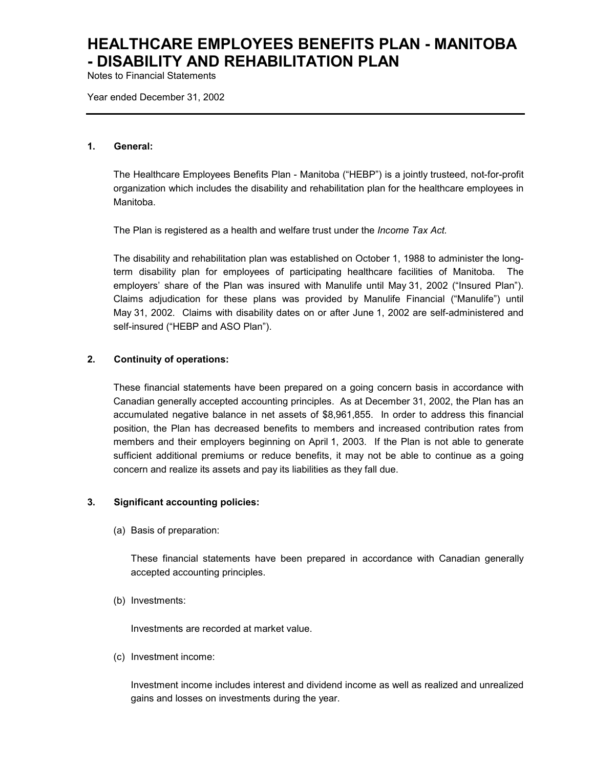# HEALTHCARE EMPLOYEES BENEFITS PLAN - MANITOBA - DISABILITY AND REHABILITATION PLAN

Notes to Financial Statements

Year ended December 31, 2002

---

**1. General:**

The Healthcare Employees Benefits Plan - Manitoba ("HEBP") is a jointly trusteed, not-for-profit organization which includes the disability and rehabilitation plan for the healthcare employees in Manitoba.

The Plan is registered as a health and welfare trust under the *Income Tax Act.*

The disability and rehabilitation plan was established on October 1, 1988 to administer the long-term disability plan for employees of participating healthcare facilities of Manitoba. The employers' share of the Plan was insured with Manulife until May 31, 2002 ("Insured Plan"). Claims adjudication for these plans was provided by Manulife Financial ("Manulife") until May 31, 2002. Claims with disability dates on or after June 1, 2002 are self-administered and self-insured ("HEBP and ASO Plan").

**2. Continuity of operations:**

These financial statements have been prepared on a going concern basis in accordance with Canadian generally accepted accounting principles. As at December 31, 2002, the Plan has an accumulated negative balance in net assets of $8,961,855. In order to address this financial position, the Plan has decreased benefits to members and increased contribution rates from members and their employers beginning on April 1, 2003. If the Plan is not able to generate sufficient additional premiums or reduce benefits, it may not be able to continue as a going concern and realize its assets and pay its liabilities as they fall due.

**3. Significant accounting policies:**

(a) Basis of preparation:

These financial statements have been prepared in accordance with Canadian generally accepted accounting principles.

(b) Investments:

Investments are recorded at market value.

(c) Investment income:

Investment income includes interest and dividend income as well as realized and unrealized gains and losses on investments during the year.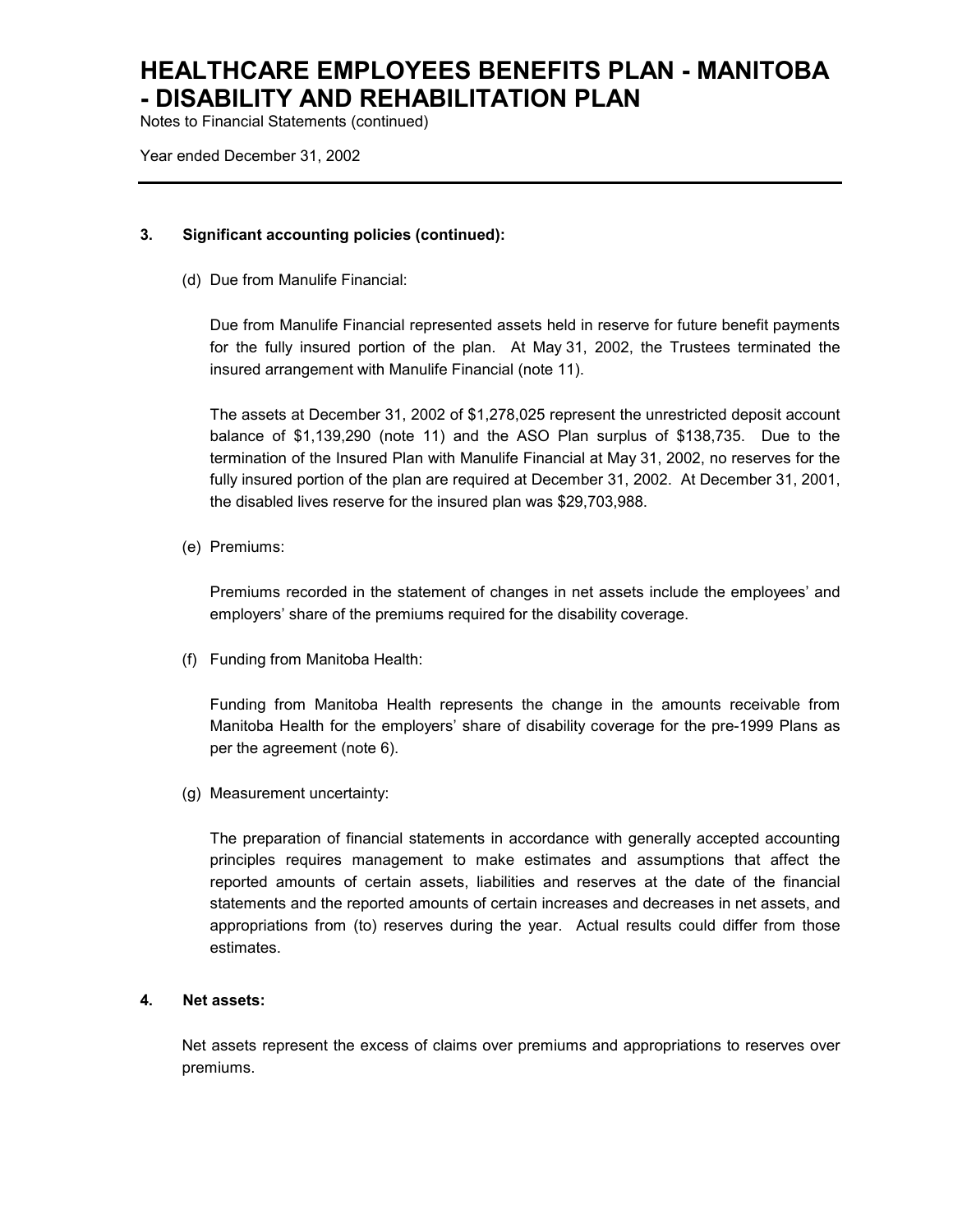**3. Significant accounting policies (continued):**

(d) Due from Manulife Financial:

Due from Manulife Financial represented assets held in reserve for future benefit payments for the fully insured portion of the plan. At May 31, 2002, the Trustees terminated the insured arrangement with Manulife Financial (note 11).

The assets at December 31, 2002 of $1,278,025 represent the unrestricted deposit account balance of $1,139,290 (note 11) and the ASO Plan surplus of $138,735. Due to the termination of the Insured Plan with Manulife Financial at May 31, 2002, no reserves for the fully insured portion of the plan are required at December 31, 2002. At December 31, 2001, the disabled lives reserve for the insured plan was $29,703,988.

(e) Premiums:

Premiums recorded in the statement of changes in net assets include the employees' and employers' share of the premiums required for the disability coverage.

(f) Funding from Manitoba Health:

Funding from Manitoba Health represents the change in the amounts receivable from Manitoba Health for the employers' share of disability coverage for the pre-1999 Plans as per the agreement (note 6).

(g) Measurement uncertainty:

The preparation of financial statements in accordance with generally accepted accounting principles requires management to make estimates and assumptions that affect the reported amounts of certain assets, liabilities and reserves at the date of the financial statements and the reported amounts of certain increases and decreases in net assets, and appropriations from (to) reserves during the year. Actual results could differ from those estimates.

**4. Net assets:**

Net assets represent the excess of claims over premiums and appropriations to reserves over premiums.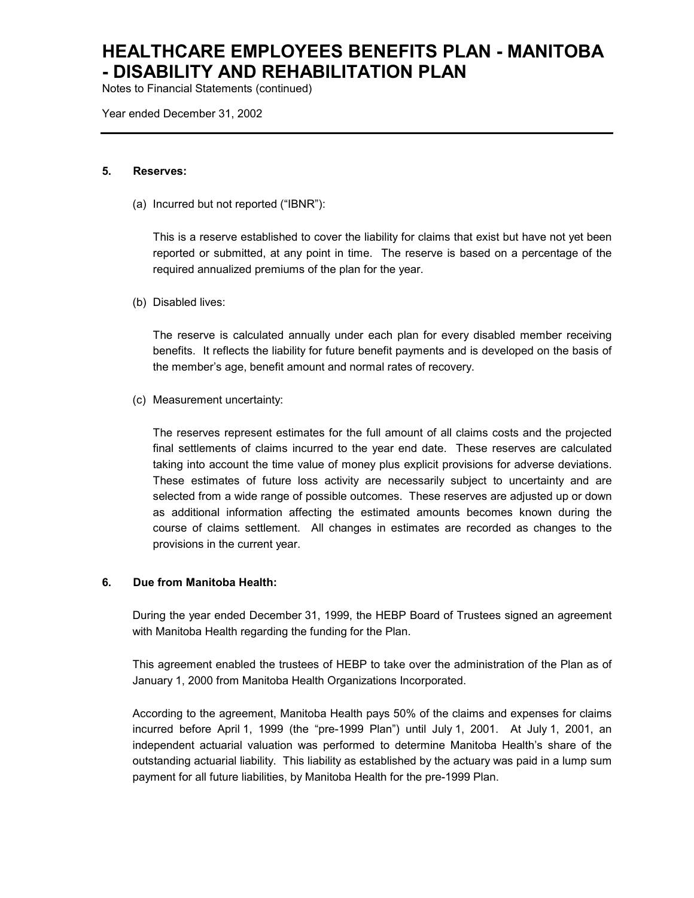# HEALTHCARE EMPLOYEES BENEFITS PLAN - MANITOBA - DISABILITY AND REHABILITATION PLAN

Notes to Financial Statements (continued)

Year ended December 31, 2002

---

**5. Reserves:**

(a) Incurred but not reported ("IBNR"):

This is a reserve established to cover the liability for claims that exist but have not yet been reported or submitted, at any point in time. The reserve is based on a percentage of the required annualized premiums of the plan for the year.

(b) Disabled lives:

The reserve is calculated annually under each plan for every disabled member receiving benefits. It reflects the liability for future benefit payments and is developed on the basis of the member's age, benefit amount and normal rates of recovery.

(c) Measurement uncertainty:

The reserves represent estimates for the full amount of all claims costs and the projected final settlements of claims incurred to the year end date. These reserves are calculated taking into account the time value of money plus explicit provisions for adverse deviations. These estimates of future loss activity are necessarily subject to uncertainty and are selected from a wide range of possible outcomes. These reserves are adjusted up or down as additional information affecting the estimated amounts becomes known during the course of claims settlement. All changes in estimates are recorded as changes to the provisions in the current year.

**6. Due from Manitoba Health:**

During the year ended December 31, 1999, the HEBP Board of Trustees signed an agreement with Manitoba Health regarding the funding for the Plan.

This agreement enabled the trustees of HEBP to take over the administration of the Plan as of January 1, 2000 from Manitoba Health Organizations Incorporated.

According to the agreement, Manitoba Health pays 50% of the claims and expenses for claims incurred before April 1, 1999 (the "pre-1999 Plan") until July 1, 2001. At July 1, 2001, an independent actuarial valuation was performed to determine Manitoba Health's share of the outstanding actuarial liability. This liability as established by the actuary was paid in a lump sum payment for all future liabilities, by Manitoba Health for the pre-1999 Plan.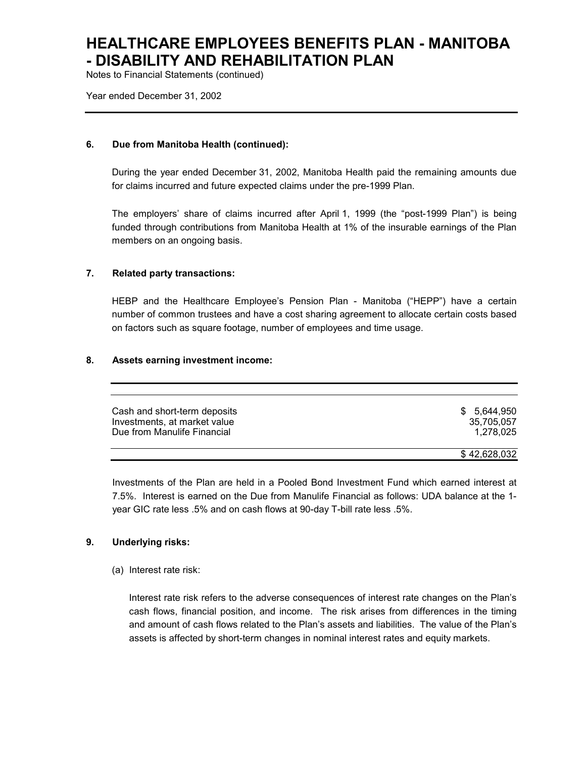# HEALTHCARE EMPLOYEES BENEFITS PLAN - MANITOBA - DISABILITY AND REHABILITATION PLAN

Notes to Financial Statements (continued)

Year ended December 31, 2002

### 6. Due from Manitoba Health (continued):

During the year ended December 31, 2002, Manitoba Health paid the remaining amounts due for claims incurred and future expected claims under the pre-1999 Plan.

The employers' share of claims incurred after April 1, 1999 (the "post-1999 Plan") is being funded through contributions from Manitoba Health at 1% of the insurable earnings of the Plan members on an ongoing basis.

### 7. Related party transactions:

HEBP and the Healthcare Employee's Pension Plan - Manitoba ("HEPP") have a certain number of common trustees and have a cost sharing agreement to allocate certain costs based on factors such as square footage, number of employees and time usage.

### 8. Assets earning investment income:

| | |
|---|---|
| Cash and short-term deposits | $ 5,644,950 |
| Investments, at market value | 35,705,057 |
| Due from Manulife Financial | 1,278,025 |
| | $ 42,628,032 |

Investments of the Plan are held in a Pooled Bond Investment Fund which earned interest at 7.5%. Interest is earned on the Due from Manulife Financial as follows: UDA balance at the 1-year GIC rate less .5% and on cash flows at 90-day T-bill rate less .5%.

### 9. Underlying risks:

(a) Interest rate risk:

Interest rate risk refers to the adverse consequences of interest rate changes on the Plan's cash flows, financial position, and income. The risk arises from differences in the timing and amount of cash flows related to the Plan's assets and liabilities. The value of the Plan's assets is affected by short-term changes in nominal interest rates and equity markets.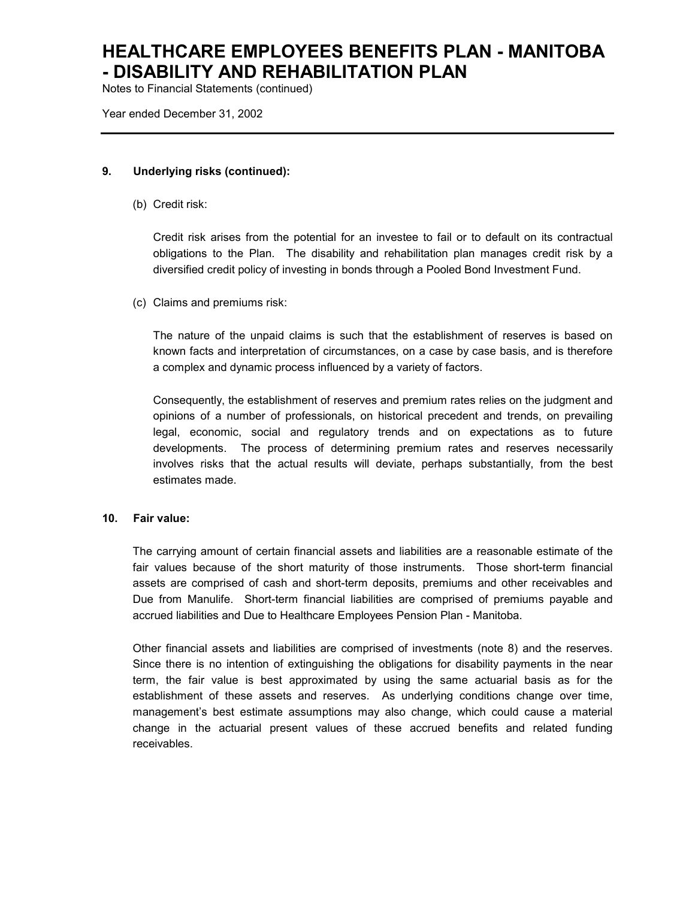### 9. Underlying risks (continued):

(b) Credit risk:

Credit risk arises from the potential for an investee to fail or to default on its contractual obligations to the Plan. The disability and rehabilitation plan manages credit risk by a diversified credit policy of investing in bonds through a Pooled Bond Investment Fund.

(c) Claims and premiums risk:

The nature of the unpaid claims is such that the establishment of reserves is based on known facts and interpretation of circumstances, on a case by case basis, and is therefore a complex and dynamic process influenced by a variety of factors.

Consequently, the establishment of reserves and premium rates relies on the judgment and opinions of a number of professionals, on historical precedent and trends, on prevailing legal, economic, social and regulatory trends and on expectations as to future developments. The process of determining premium rates and reserves necessarily involves risks that the actual results will deviate, perhaps substantially, from the best estimates made.

### 10. Fair value:

The carrying amount of certain financial assets and liabilities are a reasonable estimate of the fair values because of the short maturity of those instruments. Those short-term financial assets are comprised of cash and short-term deposits, premiums and other receivables and Due from Manulife. Short-term financial liabilities are comprised of premiums payable and accrued liabilities and Due to Healthcare Employees Pension Plan - Manitoba.

Other financial assets and liabilities are comprised of investments (note 8) and the reserves. Since there is no intention of extinguishing the obligations for disability payments in the near term, the fair value is best approximated by using the same actuarial basis as for the establishment of these assets and reserves. As underlying conditions change over time, management's best estimate assumptions may also change, which could cause a material change in the actuarial present values of these accrued benefits and related funding receivables.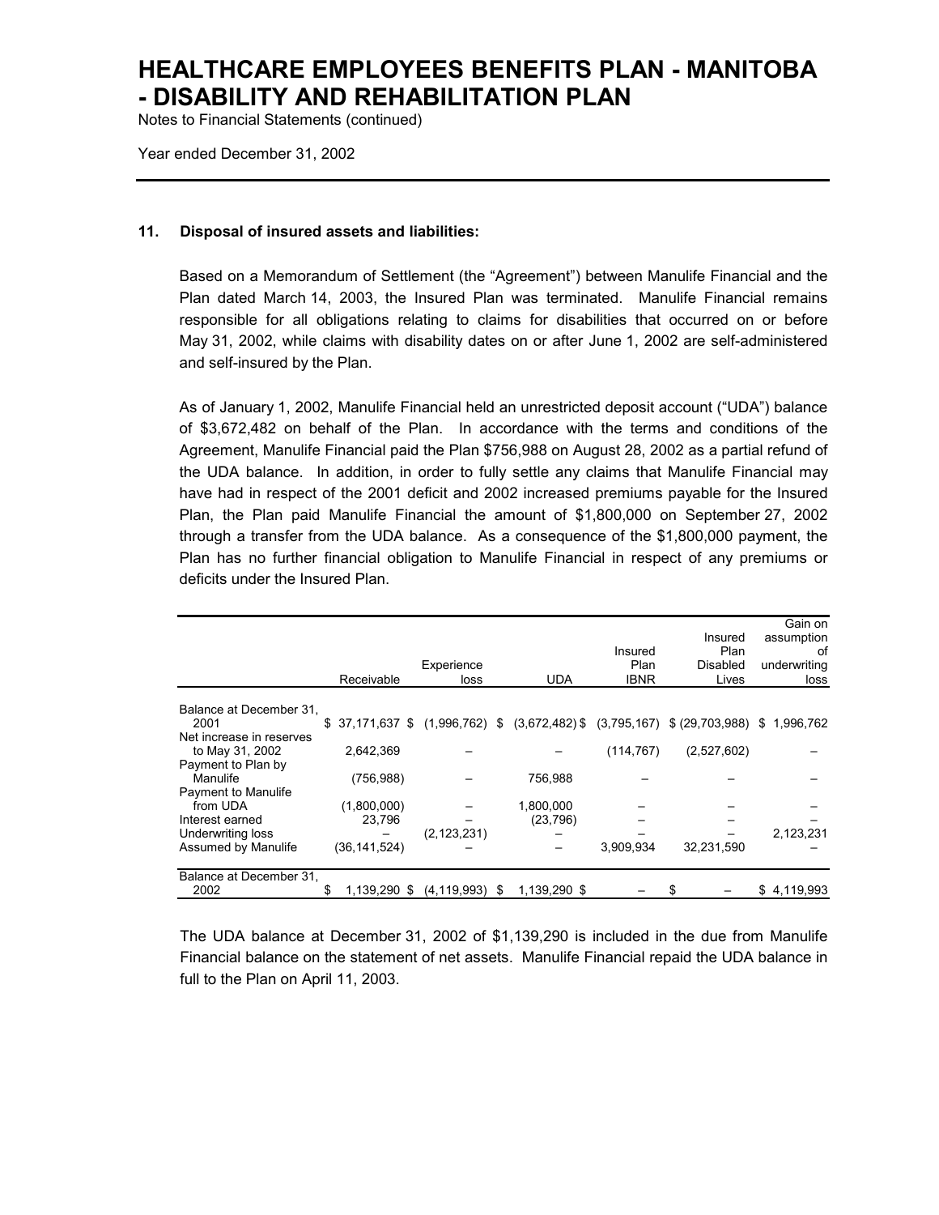# HEALTHCARE EMPLOYEES BENEFITS PLAN - MANITOBA - DISABILITY AND REHABILITATION PLAN

Notes to Financial Statements (continued)

Year ended December 31, 2002

### 11. Disposal of insured assets and liabilities:

Based on a Memorandum of Settlement (the "Agreement") between Manulife Financial and the Plan dated March 14, 2003, the Insured Plan was terminated. Manulife Financial remains responsible for all obligations relating to claims for disabilities that occurred on or before May 31, 2002, while claims with disability dates on or after June 1, 2002 are self-administered and self-insured by the Plan.

As of January 1, 2002, Manulife Financial held an unrestricted deposit account ("UDA") balance of $3,672,482 on behalf of the Plan. In accordance with the terms and conditions of the Agreement, Manulife Financial paid the Plan $756,988 on August 28, 2002 as a partial refund of the UDA balance. In addition, in order to fully settle any claims that Manulife Financial may have had in respect of the 2001 deficit and 2002 increased premiums payable for the Insured Plan, the Plan paid Manulife Financial the amount of $1,800,000 on September 27, 2002 through a transfer from the UDA balance. As a consequence of the $1,800,000 payment, the Plan has no further financial obligation to Manulife Financial in respect of any premiums or deficits under the Insured Plan.

| | Receivable | Experience loss | UDA | Insured Plan IBNR | Insured Plan Disabled Lives | Gain on assumption of underwriting loss |
|---|---|---|---|---|---|---|
| Balance at December 31, 2001 | $ 37,171,637 | $ (1,996,762) | $ (3,672,482) | $ (3,795,167) | $ (29,703,988) | $ 1,996,762 |
| Net increase in reserves to May 31, 2002 | 2,642,369 | – | – | (114,767) | (2,527,602) | – |
| Payment to Plan by Manulife | (756,988) | – | 756,988 | – | – | – |
| Payment to Manulife from UDA | (1,800,000) | – | 1,800,000 | – | – | – |
| Interest earned | 23,796 | – | (23,796) | – | – | – |
| Underwriting loss | – | (2,123,231) | – | – | – | 2,123,231 |
| Assumed by Manulife | (36,141,524) | – | – | 3,909,934 | 32,231,590 | – |
| Balance at December 31, 2002 | $ 1,139,290 | $ (4,119,993) | $ 1,139,290 | $ – | $ – | $ 4,119,993 |

The UDA balance at December 31, 2002 of $1,139,290 is included in the due from Manulife Financial balance on the statement of net assets. Manulife Financial repaid the UDA balance in full to the Plan on April 11, 2003.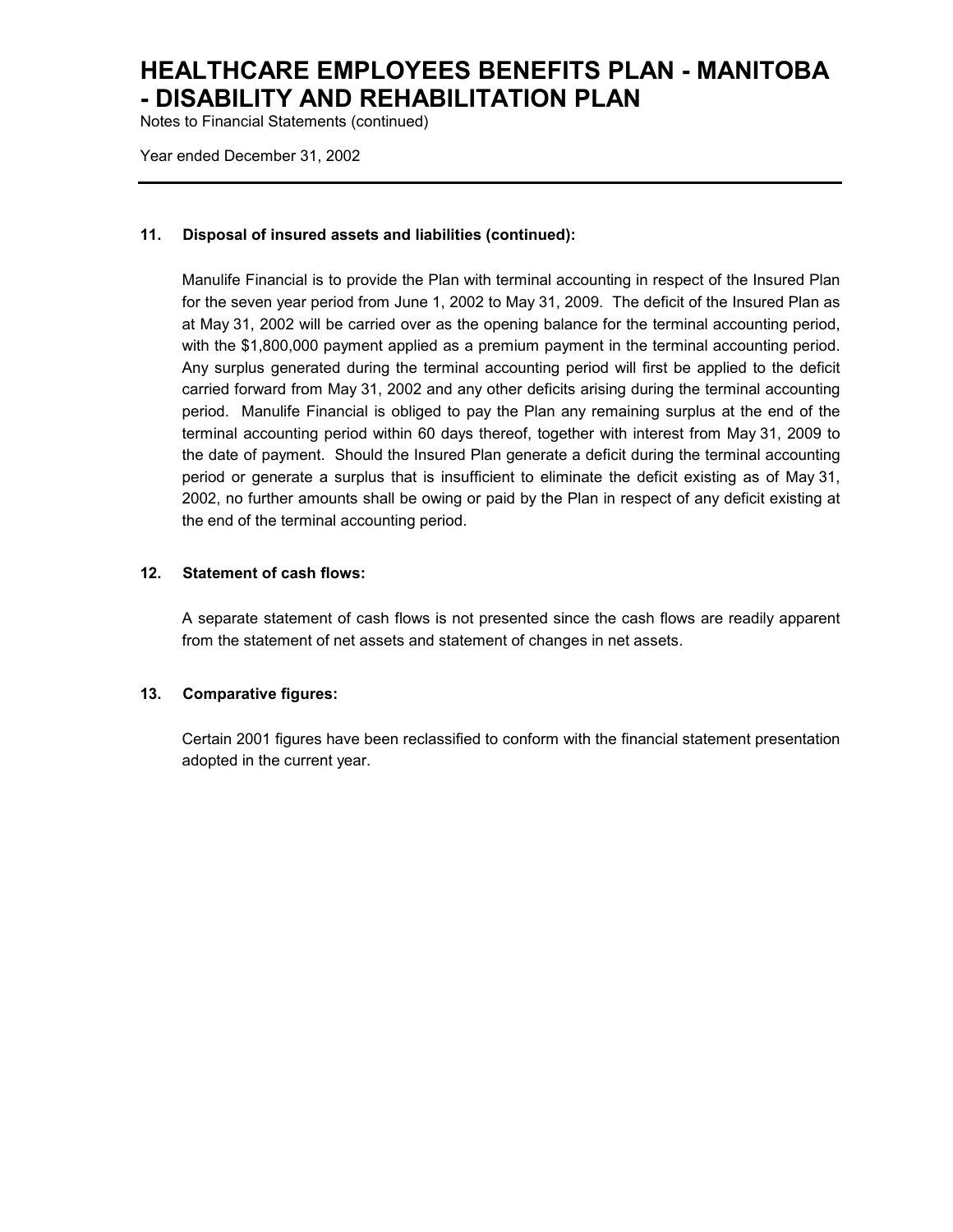# HEALTHCARE EMPLOYEES BENEFITS PLAN - MANITOBA - DISABILITY AND REHABILITATION PLAN

Notes to Financial Statements (continued)

Year ended December 31, 2002

---

### 11. Disposal of insured assets and liabilities (continued):

Manulife Financial is to provide the Plan with terminal accounting in respect of the Insured Plan for the seven year period from June 1, 2002 to May 31, 2009. The deficit of the Insured Plan as at May 31, 2002 will be carried over as the opening balance for the terminal accounting period, with the $1,800,000 payment applied as a premium payment in the terminal accounting period. Any surplus generated during the terminal accounting period will first be applied to the deficit carried forward from May 31, 2002 and any other deficits arising during the terminal accounting period. Manulife Financial is obliged to pay the Plan any remaining surplus at the end of the terminal accounting period within 60 days thereof, together with interest from May 31, 2009 to the date of payment. Should the Insured Plan generate a deficit during the terminal accounting period or generate a surplus that is insufficient to eliminate the deficit existing as of May 31, 2002, no further amounts shall be owing or paid by the Plan in respect of any deficit existing at the end of the terminal accounting period.

### 12. Statement of cash flows:

A separate statement of cash flows is not presented since the cash flows are readily apparent from the statement of net assets and statement of changes in net assets.

### 13. Comparative figures:

Certain 2001 figures have been reclassified to conform with the financial statement presentation adopted in the current year.